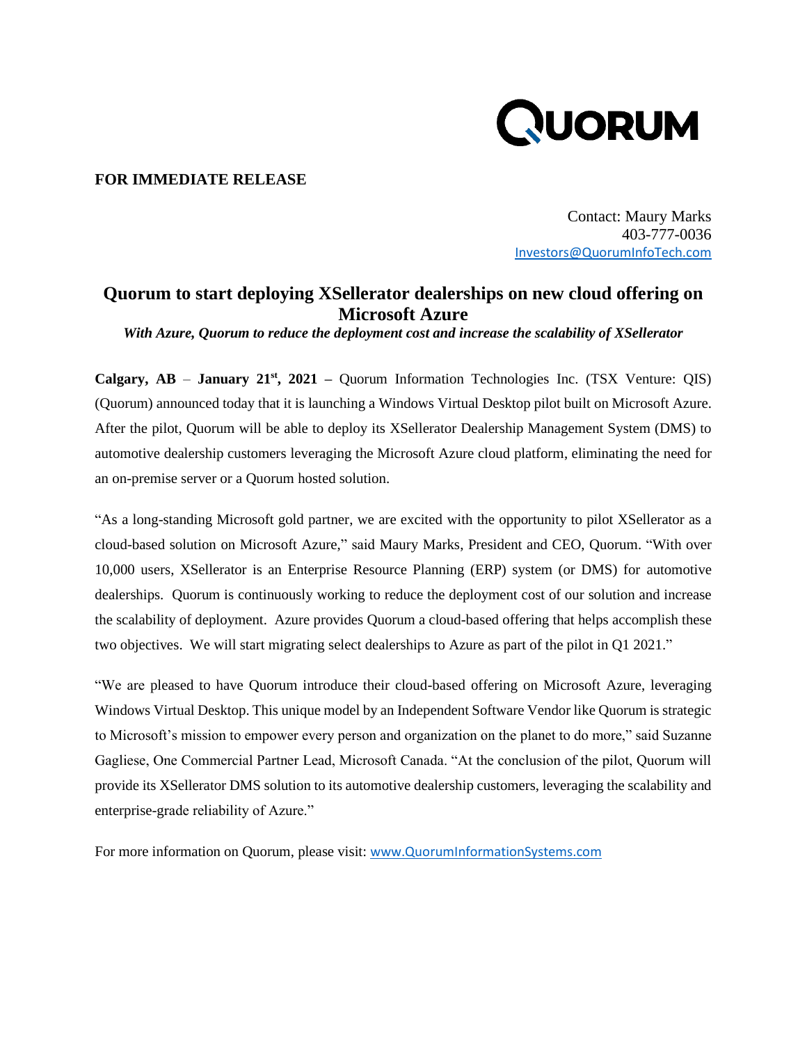QUORUM

**FOR IMMEDIATE RELEASE**

Contact: Maury Marks
403-777-0036
Investors@QuorumInfoTech.com

# Quorum to start deploying XSellerator dealerships on new cloud offering on Microsoft Azure

***With Azure, Quorum to reduce the deployment cost and increase the scalability of XSellerator***

**Calgary, AB** – **January 21st, 2021 –** Quorum Information Technologies Inc. (TSX Venture: QIS) (Quorum) announced today that it is launching a Windows Virtual Desktop pilot built on Microsoft Azure. After the pilot, Quorum will be able to deploy its XSellerator Dealership Management System (DMS) to automotive dealership customers leveraging the Microsoft Azure cloud platform, eliminating the need for an on-premise server or a Quorum hosted solution.

"As a long-standing Microsoft gold partner, we are excited with the opportunity to pilot XSellerator as a cloud-based solution on Microsoft Azure," said Maury Marks, President and CEO, Quorum. "With over 10,000 users, XSellerator is an Enterprise Resource Planning (ERP) system (or DMS) for automotive dealerships. Quorum is continuously working to reduce the deployment cost of our solution and increase the scalability of deployment. Azure provides Quorum a cloud-based offering that helps accomplish these two objectives. We will start migrating select dealerships to Azure as part of the pilot in Q1 2021."

"We are pleased to have Quorum introduce their cloud-based offering on Microsoft Azure, leveraging Windows Virtual Desktop. This unique model by an Independent Software Vendor like Quorum is strategic to Microsoft's mission to empower every person and organization on the planet to do more," said Suzanne Gagliese, One Commercial Partner Lead, Microsoft Canada. "At the conclusion of the pilot, Quorum will provide its XSellerator DMS solution to its automotive dealership customers, leveraging the scalability and enterprise-grade reliability of Azure."

For more information on Quorum, please visit: www.QuorumInformationSystems.com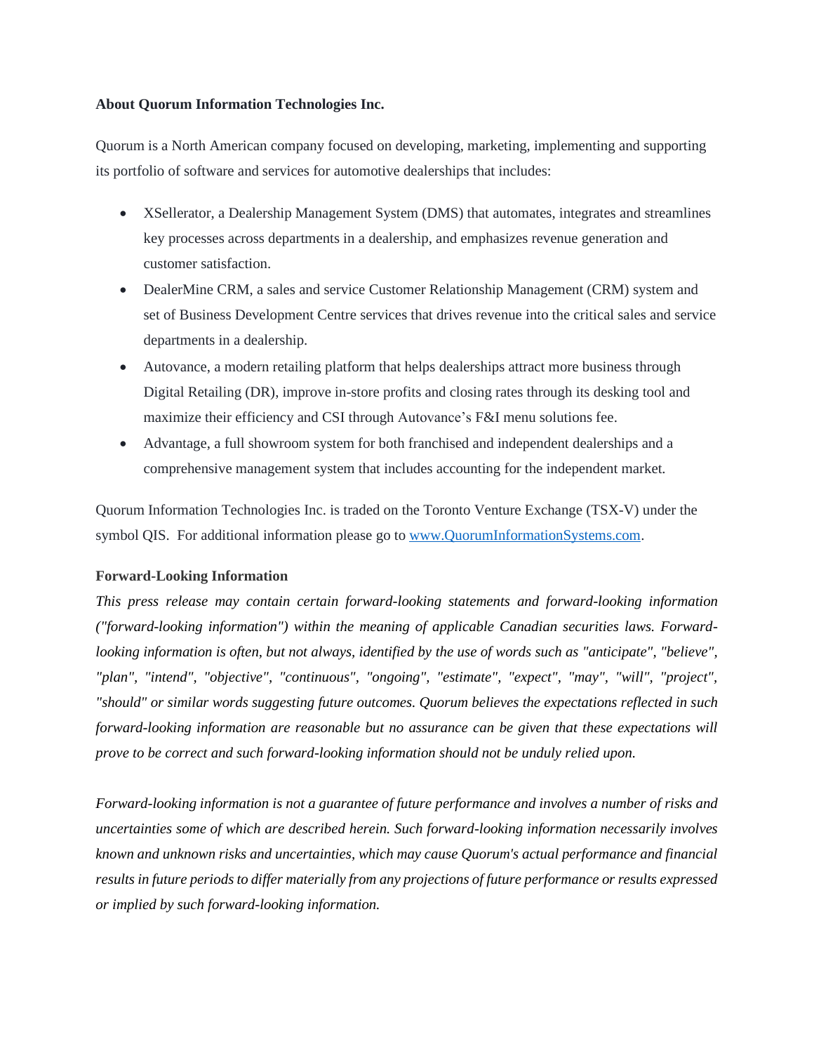**About Quorum Information Technologies Inc.**

Quorum is a North American company focused on developing, marketing, implementing and supporting its portfolio of software and services for automotive dealerships that includes:

- XSellerator, a Dealership Management System (DMS) that automates, integrates and streamlines key processes across departments in a dealership, and emphasizes revenue generation and customer satisfaction.
- DealerMine CRM, a sales and service Customer Relationship Management (CRM) system and set of Business Development Centre services that drives revenue into the critical sales and service departments in a dealership.
- Autovance, a modern retailing platform that helps dealerships attract more business through Digital Retailing (DR), improve in-store profits and closing rates through its desking tool and maximize their efficiency and CSI through Autovance's F&I menu solutions fee.
- Advantage, a full showroom system for both franchised and independent dealerships and a comprehensive management system that includes accounting for the independent market.

Quorum Information Technologies Inc. is traded on the Toronto Venture Exchange (TSX-V) under the symbol QIS. For additional information please go to [www.QuorumInformationSystems.com](http://www.QuorumInformationSystems.com).

**Forward-Looking Information**

*This press release may contain certain forward-looking statements and forward-looking information ("forward-looking information") within the meaning of applicable Canadian securities laws. Forward-looking information is often, but not always, identified by the use of words such as "anticipate", "believe", "plan", "intend", "objective", "continuous", "ongoing", "estimate", "expect", "may", "will", "project", "should" or similar words suggesting future outcomes. Quorum believes the expectations reflected in such forward-looking information are reasonable but no assurance can be given that these expectations will prove to be correct and such forward-looking information should not be unduly relied upon.*

*Forward-looking information is not a guarantee of future performance and involves a number of risks and uncertainties some of which are described herein. Such forward-looking information necessarily involves known and unknown risks and uncertainties, which may cause Quorum's actual performance and financial results in future periods to differ materially from any projections of future performance or results expressed or implied by such forward-looking information.*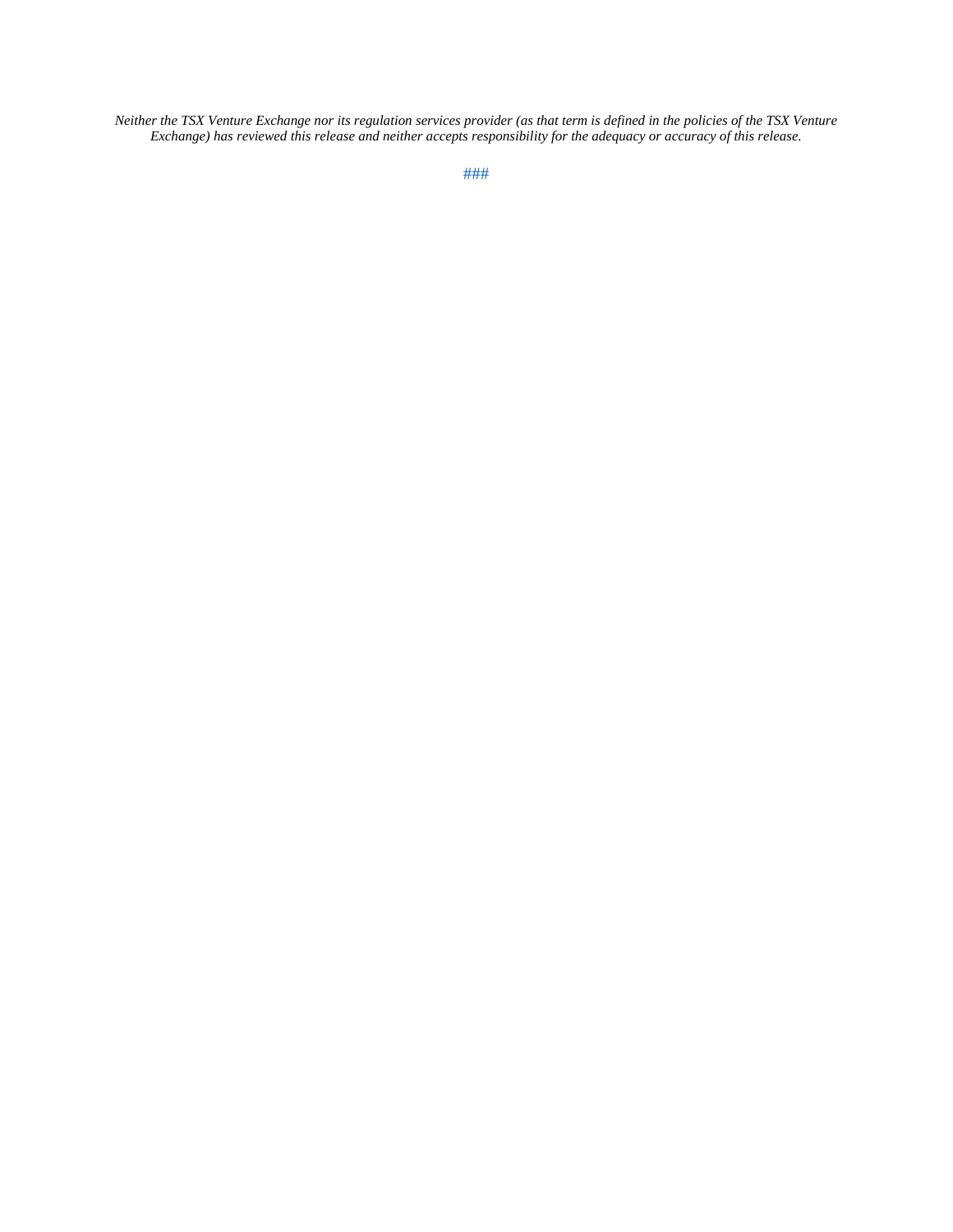*Neither the TSX Venture Exchange nor its regulation services provider (as that term is defined in the policies of the TSX Venture Exchange) has reviewed this release and neither accepts responsibility for the adequacy or accuracy of this release.*

###